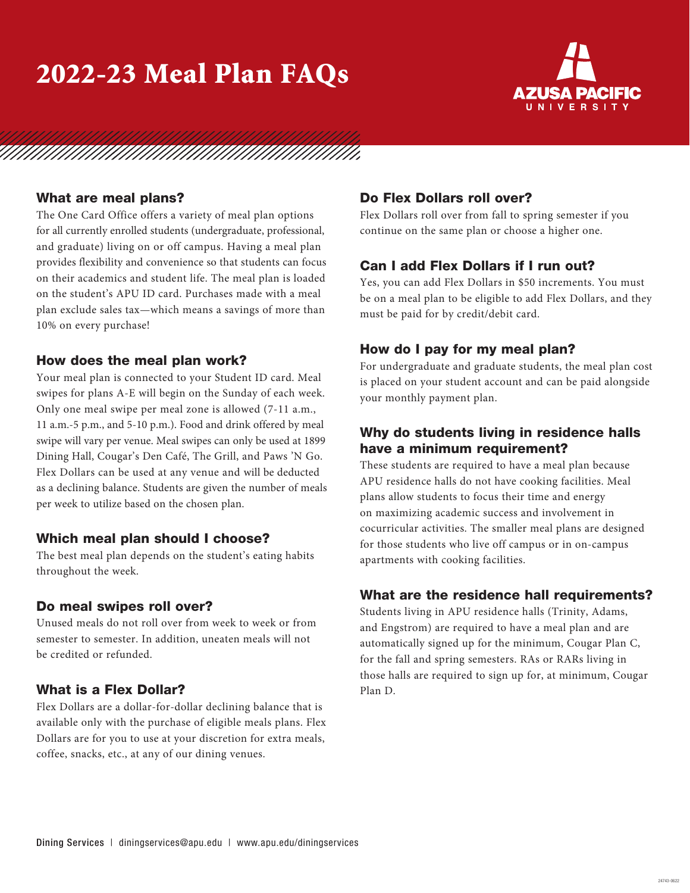# 2022-23 Meal Plan FAQs

## What are meal plans?

The One Card Office offers a variety of meal plan options for all currently enrolled students (undergraduate, professional, and graduate) living on or off campus. Having a meal plan provides flexibility and convenience so that students can focus on their academics and student life. The meal plan is loaded on the student's APU ID card. Purchases made with a meal plan exclude sales tax—which means a savings of more than 10% on every purchase!

## How does the meal plan work?

Your meal plan is connected to your Student ID card. Meal swipes for plans A-E will begin on the Sunday of each week. Only one meal swipe per meal zone is allowed (7-11 a.m., 11 a.m.-5 p.m., and 5-10 p.m.). Food and drink offered by meal swipe will vary per venue. Meal swipes can only be used at 1899 Dining Hall, Cougar's Den Café, The Grill, and Paws 'N Go. Flex Dollars can be used at any venue and will be deducted as a declining balance. Students are given the number of meals per week to utilize based on the chosen plan.

## Which meal plan should I choose?

The best meal plan depends on the student's eating habits throughout the week.

## Do meal swipes roll over?

Unused meals do not roll over from week to week or from semester to semester. In addition, uneaten meals will not be credited or refunded.

## What is a Flex Dollar?

Flex Dollars are a dollar-for-dollar declining balance that is available only with the purchase of eligible meals plans. Flex Dollars are for you to use at your discretion for extra meals, coffee, snacks, etc., at any of our dining venues.

## Do Flex Dollars roll over?

Flex Dollars roll over from fall to spring semester if you continue on the same plan or choose a higher one.

## Can I add Flex Dollars if I run out?

Yes, you can add Flex Dollars in $50 increments. You must be on a meal plan to be eligible to add Flex Dollars, and they must be paid for by credit/debit card.

## How do I pay for my meal plan?

For undergraduate and graduate students, the meal plan cost is placed on your student account and can be paid alongside your monthly payment plan.

## Why do students living in residence halls have a minimum requirement?

These students are required to have a meal plan because APU residence halls do not have cooking facilities. Meal plans allow students to focus their time and energy on maximizing academic success and involvement in cocurricular activities. The smaller meal plans are designed for those students who live off campus or in on-campus apartments with cooking facilities.

## What are the residence hall requirements?

Students living in APU residence halls (Trinity, Adams, and Engstrom) are required to have a meal plan and are automatically signed up for the minimum, Cougar Plan C, for the fall and spring semesters. RAs or RARs living in those halls are required to sign up for, at minimum, Cougar Plan D.

Dining Services | diningservices@apu.edu | www.apu.edu/diningservices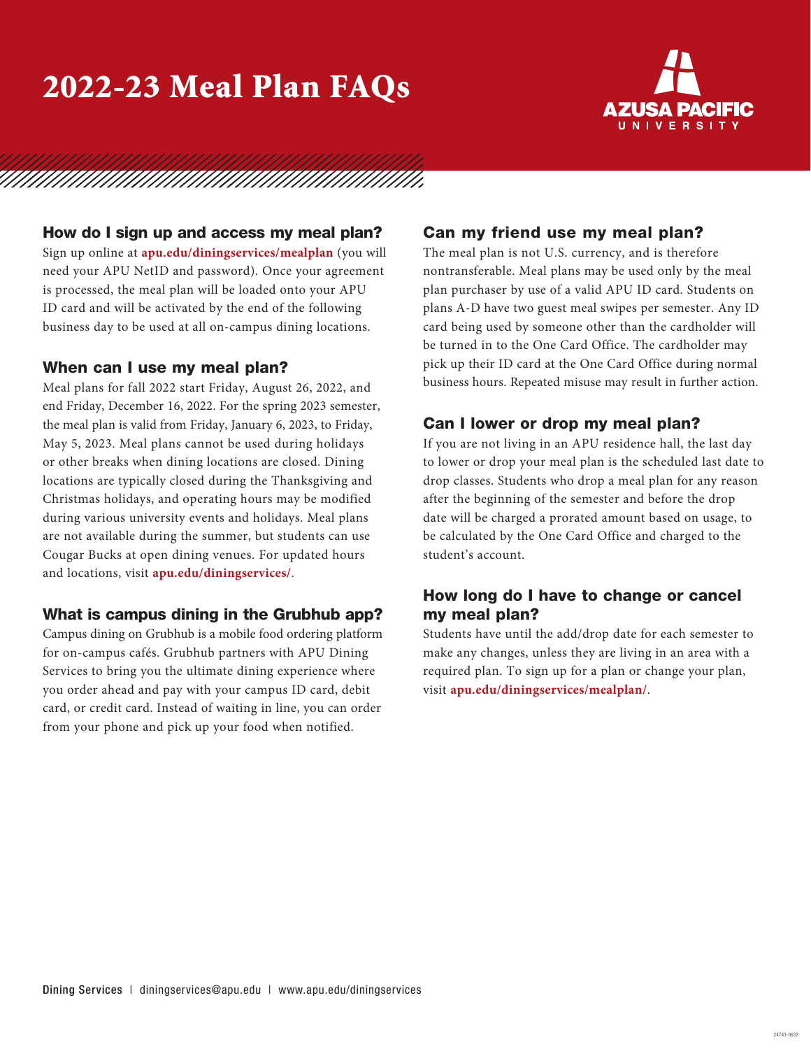# 2022-23 Meal Plan FAQs

## How do I sign up and access my meal plan?

Sign up online at **apu.edu/diningservices/mealplan** (you will need your APU NetID and password). Once your agreement is processed, the meal plan will be loaded onto your APU ID card and will be activated by the end of the following business day to be used at all on-campus dining locations.

## When can I use my meal plan?

Meal plans for fall 2022 start Friday, August 26, 2022, and end Friday, December 16, 2022. For the spring 2023 semester, the meal plan is valid from Friday, January 6, 2023, to Friday, May 5, 2023. Meal plans cannot be used during holidays or other breaks when dining locations are closed. Dining locations are typically closed during the Thanksgiving and Christmas holidays, and operating hours may be modified during various university events and holidays. Meal plans are not available during the summer, but students can use Cougar Bucks at open dining venues. For updated hours and locations, visit **apu.edu/diningservices/**.

## What is campus dining in the Grubhub app?

Campus dining on Grubhub is a mobile food ordering platform for on-campus cafés. Grubhub partners with APU Dining Services to bring you the ultimate dining experience where you order ahead and pay with your campus ID card, debit card, or credit card. Instead of waiting in line, you can order from your phone and pick up your food when notified.

## Can my friend use my meal plan?

The meal plan is not U.S. currency, and is therefore nontransferable. Meal plans may be used only by the meal plan purchaser by use of a valid APU ID card. Students on plans A-D have two guest meal swipes per semester. Any ID card being used by someone other than the cardholder will be turned in to the One Card Office. The cardholder may pick up their ID card at the One Card Office during normal business hours. Repeated misuse may result in further action.

## Can I lower or drop my meal plan?

If you are not living in an APU residence hall, the last day to lower or drop your meal plan is the scheduled last date to drop classes. Students who drop a meal plan for any reason after the beginning of the semester and before the drop date will be charged a prorated amount based on usage, to be calculated by the One Card Office and charged to the student's account.

## How long do I have to change or cancel my meal plan?

Students have until the add/drop date for each semester to make any changes, unless they are living in an area with a required plan. To sign up for a plan or change your plan, visit **apu.edu/diningservices/mealplan/**.

Dining Services | diningservices@apu.edu | www.apu.edu/diningservices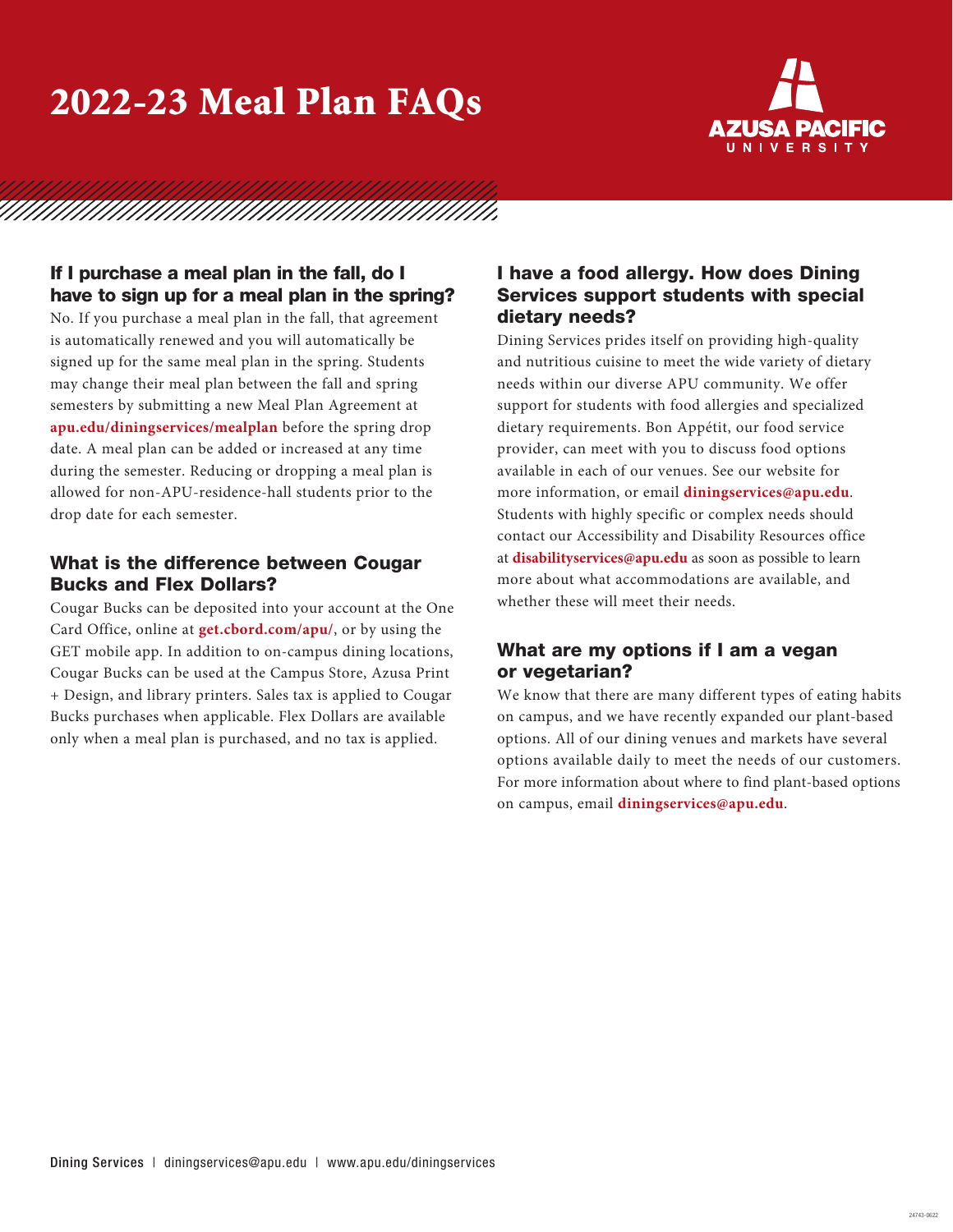# 2022-23 Meal Plan FAQs

AZUSA PACIFIC UNIVERSITY

### If I purchase a meal plan in the fall, do I have to sign up for a meal plan in the spring?

No. If you purchase a meal plan in the fall, that agreement is automatically renewed and you will automatically be signed up for the same meal plan in the spring. Students may change their meal plan between the fall and spring semesters by submitting a new Meal Plan Agreement at **apu.edu/diningservices/mealplan** before the spring drop date. A meal plan can be added or increased at any time during the semester. Reducing or dropping a meal plan is allowed for non-APU-residence-hall students prior to the drop date for each semester.

### What is the difference between Cougar Bucks and Flex Dollars?

Cougar Bucks can be deposited into your account at the One Card Office, online at **get.cbord.com/apu/**, or by using the GET mobile app. In addition to on-campus dining locations, Cougar Bucks can be used at the Campus Store, Azusa Print + Design, and library printers. Sales tax is applied to Cougar Bucks purchases when applicable. Flex Dollars are available only when a meal plan is purchased, and no tax is applied.

### I have a food allergy. How does Dining Services support students with special dietary needs?

Dining Services prides itself on providing high-quality and nutritious cuisine to meet the wide variety of dietary needs within our diverse APU community. We offer support for students with food allergies and specialized dietary requirements. Bon Appétit, our food service provider, can meet with you to discuss food options available in each of our venues. See our website for more information, or email **diningservices@apu.edu**. Students with highly specific or complex needs should contact our Accessibility and Disability Resources office at **disabilityservices@apu.edu** as soon as possible to learn more about what accommodations are available, and whether these will meet their needs.

### What are my options if I am a vegan or vegetarian?

We know that there are many different types of eating habits on campus, and we have recently expanded our plant-based options. All of our dining venues and markets have several options available daily to meet the needs of our customers. For more information about where to find plant-based options on campus, email **diningservices@apu.edu**.

Dining Services | diningservices@apu.edu | www.apu.edu/diningservices

24743-0622